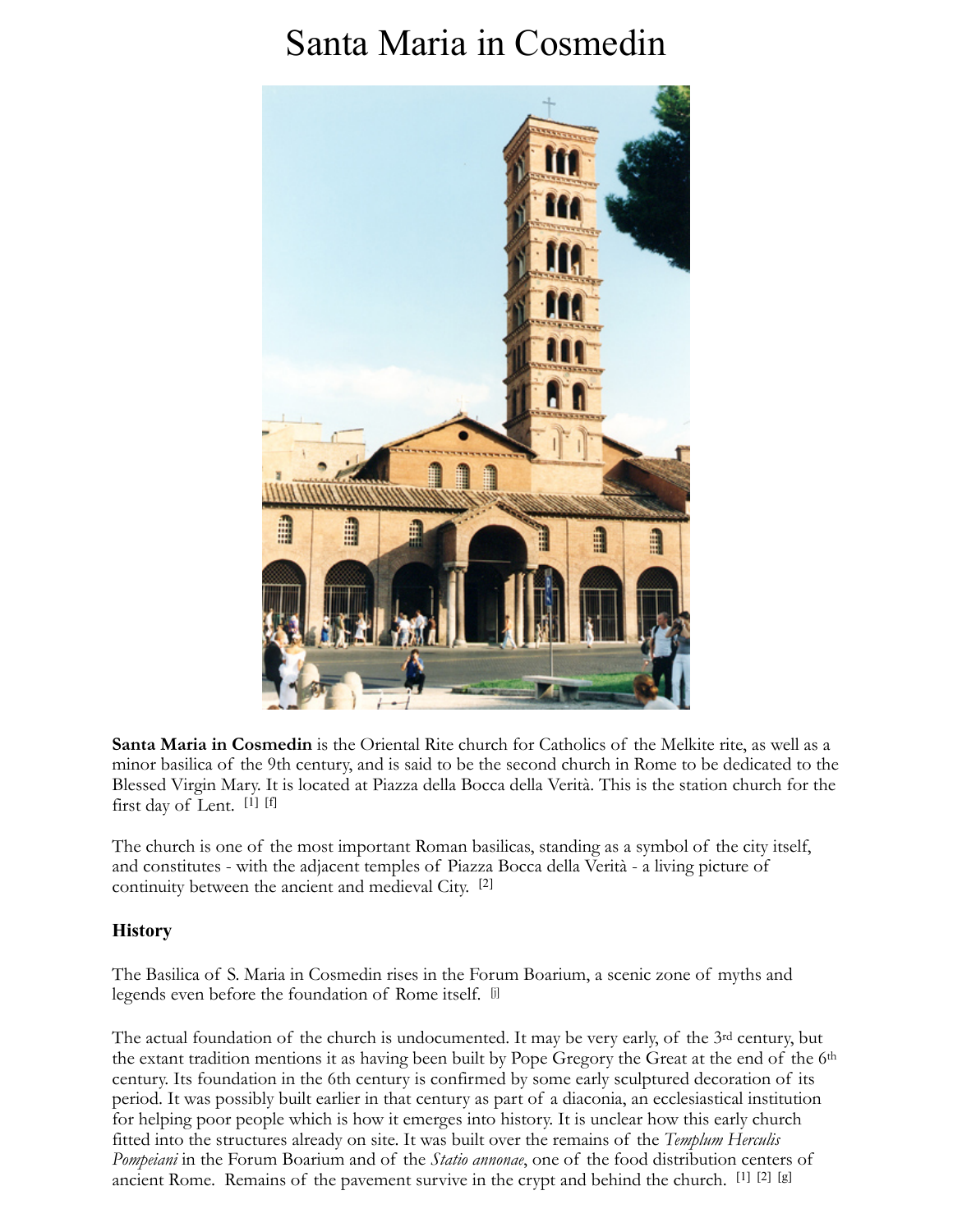# Santa Maria in Cosmedin

**Santa Maria in Cosmedin** is the Oriental Rite church for Catholics of the Melkite rite, as well as a minor basilica of the 9th century, and is said to be the second church in Rome to be dedicated to the Blessed Virgin Mary. It is located at Piazza della Bocca della Verità. This is the station church for the first day of Lent. [1] [f]

The church is one of the most important Roman basilicas, standing as a symbol of the city itself, and constitutes - with the adjacent temples of Piazza Bocca della Verità - a living picture of continuity between the ancient and medieval City. [2]

### History

The Basilica of S. Maria in Cosmedin rises in the Forum Boarium, a scenic zone of myths and legends even before the foundation of Rome itself. [j]

The actual foundation of the church is undocumented. It may be very early, of the 3rd century, but the extant tradition mentions it as having been built by Pope Gregory the Great at the end of the 6th century. Its foundation in the 6th century is confirmed by some early sculptured decoration of its period. It was possibly built earlier in that century as part of a diaconia, an ecclesiastical institution for helping poor people which is how it emerges into history. It is unclear how this early church fitted into the structures already on site. It was built over the remains of the *Templum Herculis Pompeiani* in the Forum Boarium and of the *Statio annonae*, one of the food distribution centers of ancient Rome. Remains of the pavement survive in the crypt and behind the church. [1] [2] [g]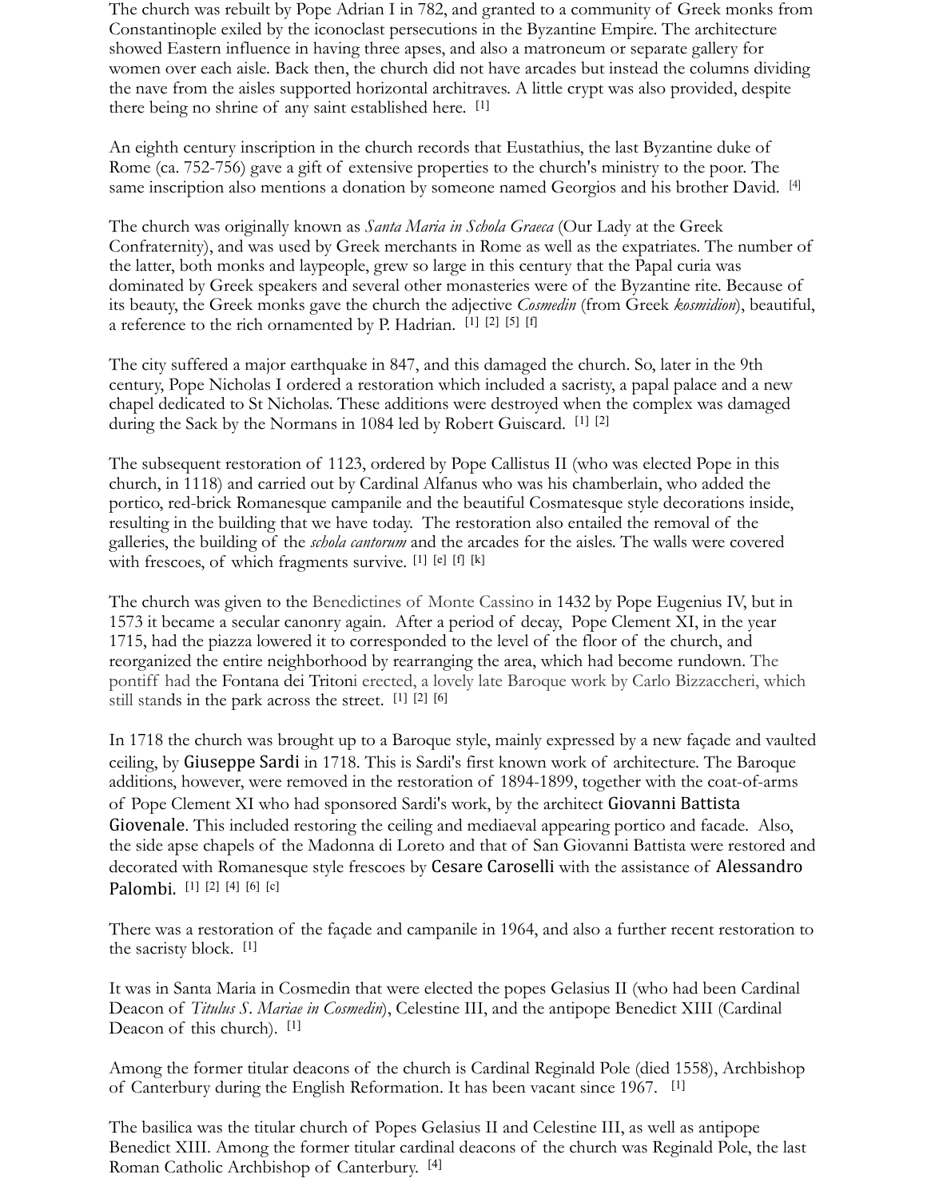The church was rebuilt by Pope Adrian I in 782, and granted to a community of Greek monks from Constantinople exiled by the iconoclast persecutions in the Byzantine Empire. The architecture showed Eastern influence in having three apses, and also a matroneum or separate gallery for women over each aisle. Back then, the church did not have arcades but instead the columns dividing the nave from the aisles supported horizontal architraves. A little crypt was also provided, despite there being no shrine of any saint established here. [1]

An eighth century inscription in the church records that Eustathius, the last Byzantine duke of Rome (ca. 752-756) gave a gift of extensive properties to the church's ministry to the poor. The same inscription also mentions a donation by someone named Georgios and his brother David. [4]

The church was originally known as *Santa Maria in Schola Graeca* (Our Lady at the Greek Confraternity), and was used by Greek merchants in Rome as well as the expatriates. The number of the latter, both monks and laypeople, grew so large in this century that the Papal curia was dominated by Greek speakers and several other monasteries were of the Byzantine rite. Because of its beauty, the Greek monks gave the church the adjective *Cosmedin* (from Greek *kosmidion*), beautiful, a reference to the rich ornamented by P. Hadrian. [1] [2] [5] [f]

The city suffered a major earthquake in 847, and this damaged the church. So, later in the 9th century, Pope Nicholas I ordered a restoration which included a sacristy, a papal palace and a new chapel dedicated to St Nicholas. These additions were destroyed when the complex was damaged during the Sack by the Normans in 1084 led by Robert Guiscard. [1] [2]

The subsequent restoration of 1123, ordered by Pope Callistus II (who was elected Pope in this church, in 1118) and carried out by Cardinal Alfanus who was his chamberlain, who added the portico, red-brick Romanesque campanile and the beautiful Cosmatesque style decorations inside, resulting in the building that we have today. The restoration also entailed the removal of the galleries, the building of the *schola cantorum* and the arcades for the aisles. The walls were covered with frescoes, of which fragments survive. [1] [e] [f] [k]

The church was given to the Benedictines of Monte Cassino in 1432 by Pope Eugenius IV, but in 1573 it became a secular canonry again. After a period of decay, Pope Clement XI, in the year 1715, had the piazza lowered it to corresponded to the level of the floor of the church, and reorganized the entire neighborhood by rearranging the area, which had become rundown. The pontiff had the Fontana dei Tritoni erected, a lovely late Baroque work by Carlo Bizzaccheri, which still stands in the park across the street. [1] [2] [6]

In 1718 the church was brought up to a Baroque style, mainly expressed by a new façade and vaulted ceiling, by Giuseppe Sardi in 1718. This is Sardi's first known work of architecture. The Baroque additions, however, were removed in the restoration of 1894-1899, together with the coat-of-arms of Pope Clement XI who had sponsored Sardi's work, by the architect Giovanni Battista Giovenale. This included restoring the ceiling and mediaeval appearing portico and facade. Also, the side apse chapels of the Madonna di Loreto and that of San Giovanni Battista were restored and decorated with Romanesque style frescoes by Cesare Caroselli with the assistance of Alessandro Palombi. [1] [2] [4] [6] [c]

There was a restoration of the façade and campanile in 1964, and also a further recent restoration to the sacristy block. [1]

It was in Santa Maria in Cosmedin that were elected the popes Gelasius II (who had been Cardinal Deacon of *Titulus S. Mariae in Cosmedin*), Celestine III, and the antipope Benedict XIII (Cardinal Deacon of this church). [1]

Among the former titular deacons of the church is Cardinal Reginald Pole (died 1558), Archbishop of Canterbury during the English Reformation. It has been vacant since 1967. [1]

The basilica was the titular church of Popes Gelasius II and Celestine III, as well as antipope Benedict XIII. Among the former titular cardinal deacons of the church was Reginald Pole, the last Roman Catholic Archbishop of Canterbury. [4]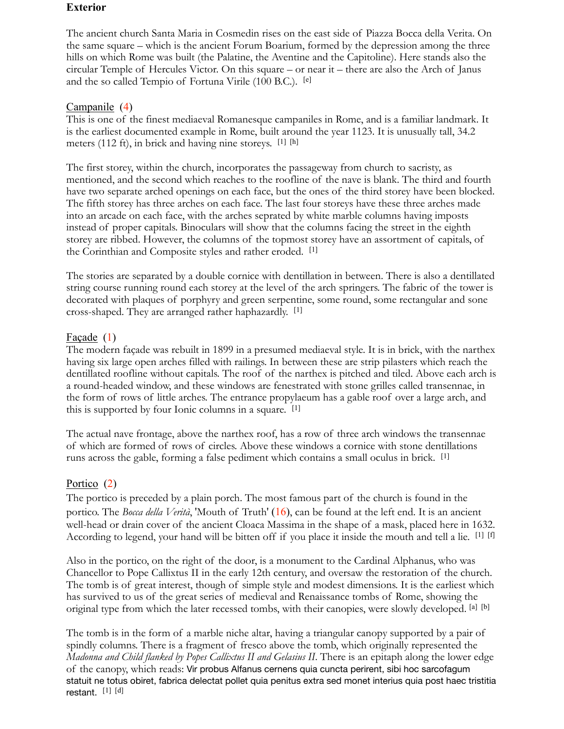**Exterior**

The ancient church Santa Maria in Cosmedin rises on the east side of Piazza Bocca della Verita. On the same square – which is the ancient Forum Boarium, formed by the depression among the three hills on which Rome was built (the Palatine, the Aventine and the Capitoline). Here stands also the circular Temple of Hercules Victor. On this square – or near it – there are also the Arch of Janus and the so called Tempio of Fortuna Virile (100 B.C.). [e]

Campanile (4)
This is one of the finest mediaeval Romanesque campaniles in Rome, and is a familiar landmark. It is the earliest documented example in Rome, built around the year 1123. It is unusually tall, 34.2 meters (112 ft), in brick and having nine storeys. [1] [h]

The first storey, within the church, incorporates the passageway from church to sacristy, as mentioned, and the second which reaches to the roofline of the nave is blank. The third and fourth have two separate arched openings on each face, but the ones of the third storey have been blocked. The fifth storey has three arches on each face. The last four storeys have these three arches made into an arcade on each face, with the arches seprated by white marble columns having imposts instead of proper capitals. Binoculars will show that the columns facing the street in the eighth storey are ribbed. However, the columns of the topmost storey have an assortment of capitals, of the Corinthian and Composite styles and rather eroded. [1]

The stories are separated by a double cornice with dentillation in between. There is also a dentillated string course running round each storey at the level of the arch springers. The fabric of the tower is decorated with plaques of porphyry and green serpentine, some round, some rectangular and sone cross-shaped. They are arranged rather haphazardly. [1]

Façade (1)
The modern façade was rebuilt in 1899 in a presumed mediaeval style. It is in brick, with the narthex having six large open arches filled with railings. In between these are strip pilasters which reach the dentillated roofline without capitals. The roof of the narthex is pitched and tiled. Above each arch is a round-headed window, and these windows are fenestrated with stone grilles called transennae, in the form of rows of little arches. The entrance propylaeum has a gable roof over a large arch, and this is supported by four Ionic columns in a square. [1]

The actual nave frontage, above the narthex roof, has a row of three arch windows the transennae of which are formed of rows of circles. Above these windows a cornice with stone dentillations runs across the gable, forming a false pediment which contains a small oculus in brick. [1]

Portico (2)
The portico is preceded by a plain porch. The most famous part of the church is found in the portico. The *Bocca della Verità*, 'Mouth of Truth' (16), can be found at the left end. It is an ancient well-head or drain cover of the ancient Cloaca Massima in the shape of a mask, placed here in 1632. According to legend, your hand will be bitten off if you place it inside the mouth and tell a lie. [1] [f]

Also in the portico, on the right of the door, is a monument to the Cardinal Alphanus, who was Chancellor to Pope Callixtus II in the early 12th century, and oversaw the restoration of the church. The tomb is of great interest, though of simple style and modest dimensions. It is the earliest which has survived to us of the great series of medieval and Renaissance tombs of Rome, showing the original type from which the later recessed tombs, with their canopies, were slowly developed. [a] [b]

The tomb is in the form of a marble niche altar, having a triangular canopy supported by a pair of spindly columns. There is a fragment of fresco above the tomb, which originally represented the *Madonna and Child flanked by Popes Callixtus II and Gelasius II*. There is an epitaph along the lower edge of the canopy, which reads: Vir probus Alfanus cernens quia cuncta perirent, sibi hoc sarcofagum statuit ne totus obiret, fabrica delectat pollet quia penitus extra sed monet interius quia post haec tristitia restant. [1] [d]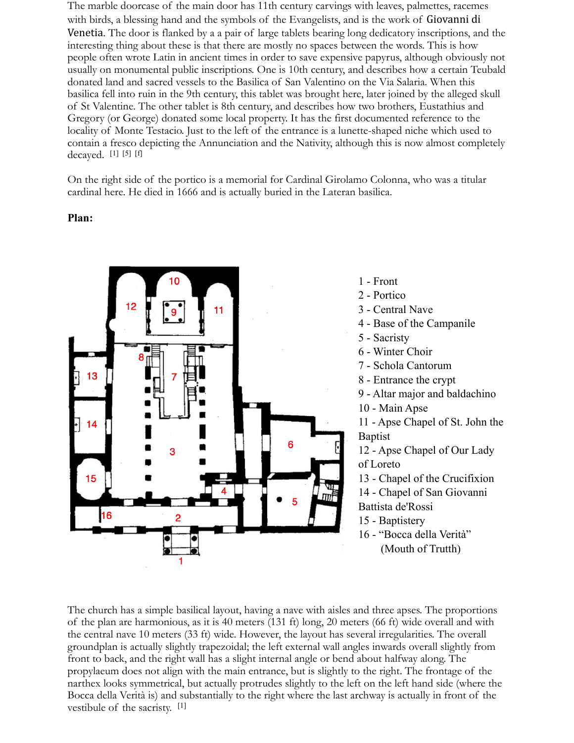The marble doorcase of the main door has 11th century carvings with leaves, palmettes, racemes with birds, a blessing hand and the symbols of the Evangelists, and is the work of Giovanni di Venetia. The door is flanked by a a pair of large tablets bearing long dedicatory inscriptions, and the interesting thing about these is that there are mostly no spaces between the words. This is how people often wrote Latin in ancient times in order to save expensive papyrus, although obviously not usually on monumental public inscriptions. One is 10th century, and describes how a certain Teubald donated land and sacred vessels to the Basilica of San Valentino on the Via Salaria. When this basilica fell into ruin in the 9th century, this tablet was brought here, later joined by the alleged skull of St Valentine. The other tablet is 8th century, and describes how two brothers, Eustathius and Gregory (or George) donated some local property. It has the first documented reference to the locality of Monte Testacio. Just to the left of the entrance is a lunette-shaped niche which used to contain a fresco depicting the Annunciation and the Nativity, although this is now almost completely decayed. [1] [5] [f]

On the right side of the portico is a memorial for Cardinal Girolamo Colonna, who was a titular cardinal here. He died in 1666 and is actually buried in the Lateran basilica.

**Plan:**

1 - Front
2 - Portico
3 - Central Nave
4 - Base of the Campanile
5 - Sacristy
6 - Winter Choir
7 - Schola Cantorum
8 - Entrance the crypt
9 - Altar major and baldachino
10 - Main Apse
11 - Apse Chapel of St. John the Baptist
12 - Apse Chapel of Our Lady of Loreto
13 - Chapel of the Crucifixion
14 - Chapel of San Giovanni Battista de'Rossi
15 - Baptistery
16 - "Bocca della Verità" (Mouth of Trutth)

The church has a simple basilical layout, having a nave with aisles and three apses. The proportions of the plan are harmonious, as it is 40 meters (131 ft) long, 20 meters (66 ft) wide overall and with the central nave 10 meters (33 ft) wide. However, the layout has several irregularities. The overall groundplan is actually slightly trapezoidal; the left external wall angles inwards overall slightly from front to back, and the right wall has a slight internal angle or bend about halfway along. The propylaeum does not align with the main entrance, but is slightly to the right. The frontage of the narthex looks symmetrical, but actually protrudes slightly to the left on the left hand side (where the Bocca della Verità is) and substantially to the right where the last archway is actually in front of the vestibule of the sacristy. [1]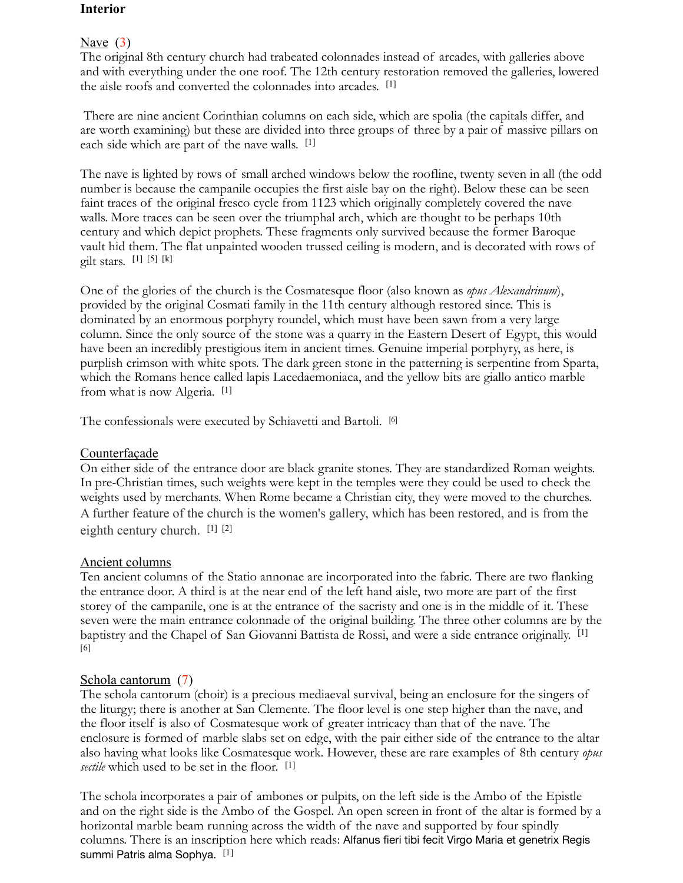**Interior**

Nave (3)

The original 8th century church had trabeated colonnades instead of arcades, with galleries above and with everything under the one roof. The 12th century restoration removed the galleries, lowered the aisle roofs and converted the colonnades into arcades. [1]

There are nine ancient Corinthian columns on each side, which are spolia (the capitals differ, and are worth examining) but these are divided into three groups of three by a pair of massive pillars on each side which are part of the nave walls. [1]

The nave is lighted by rows of small arched windows below the roofline, twenty seven in all (the odd number is because the campanile occupies the first aisle bay on the right). Below these can be seen faint traces of the original fresco cycle from 1123 which originally completely covered the nave walls. More traces can be seen over the triumphal arch, which are thought to be perhaps 10th century and which depict prophets. These fragments only survived because the former Baroque vault hid them. The flat unpainted wooden trussed ceiling is modern, and is decorated with rows of gilt stars. [1] [5] [k]

One of the glories of the church is the Cosmatesque floor (also known as *opus Alexandrinum*), provided by the original Cosmati family in the 11th century although restored since. This is dominated by an enormous porphyry roundel, which must have been sawn from a very large column. Since the only source of the stone was a quarry in the Eastern Desert of Egypt, this would have been an incredibly prestigious item in ancient times. Genuine imperial porphyry, as here, is purplish crimson with white spots. The dark green stone in the patterning is serpentine from Sparta, which the Romans hence called lapis Lacedaemoniaca, and the yellow bits are giallo antico marble from what is now Algeria. [1]

The confessionals were executed by Schiavetti and Bartoli. [6]

Counterfaçade

On either side of the entrance door are black granite stones. They are standardized Roman weights. In pre-Christian times, such weights were kept in the temples were they could be used to check the weights used by merchants. When Rome became a Christian city, they were moved to the churches. A further feature of the church is the women's gallery, which has been restored, and is from the eighth century church. [1] [2]

Ancient columns

Ten ancient columns of the Statio annonae are incorporated into the fabric. There are two flanking the entrance door. A third is at the near end of the left hand aisle, two more are part of the first storey of the campanile, one is at the entrance of the sacristy and one is in the middle of it. These seven were the main entrance colonnade of the original building. The three other columns are by the baptistry and the Chapel of San Giovanni Battista de Rossi, and were a side entrance originally. [1] [6]

Schola cantorum (7)

The schola cantorum (choir) is a precious mediaeval survival, being an enclosure for the singers of the liturgy; there is another at San Clemente. The floor level is one step higher than the nave, and the floor itself is also of Cosmatesque work of greater intricacy than that of the nave. The enclosure is formed of marble slabs set on edge, with the pair either side of the entrance to the altar also having what looks like Cosmatesque work. However, these are rare examples of 8th century *opus sectile* which used to be set in the floor. [1]

The schola incorporates a pair of ambones or pulpits, on the left side is the Ambo of the Epistle and on the right side is the Ambo of the Gospel. An open screen in front of the altar is formed by a horizontal marble beam running across the width of the nave and supported by four spindly columns. There is an inscription here which reads: Alfanus fieri tibi fecit Virgo Maria et genetrix Regis summi Patris alma Sophya. [1]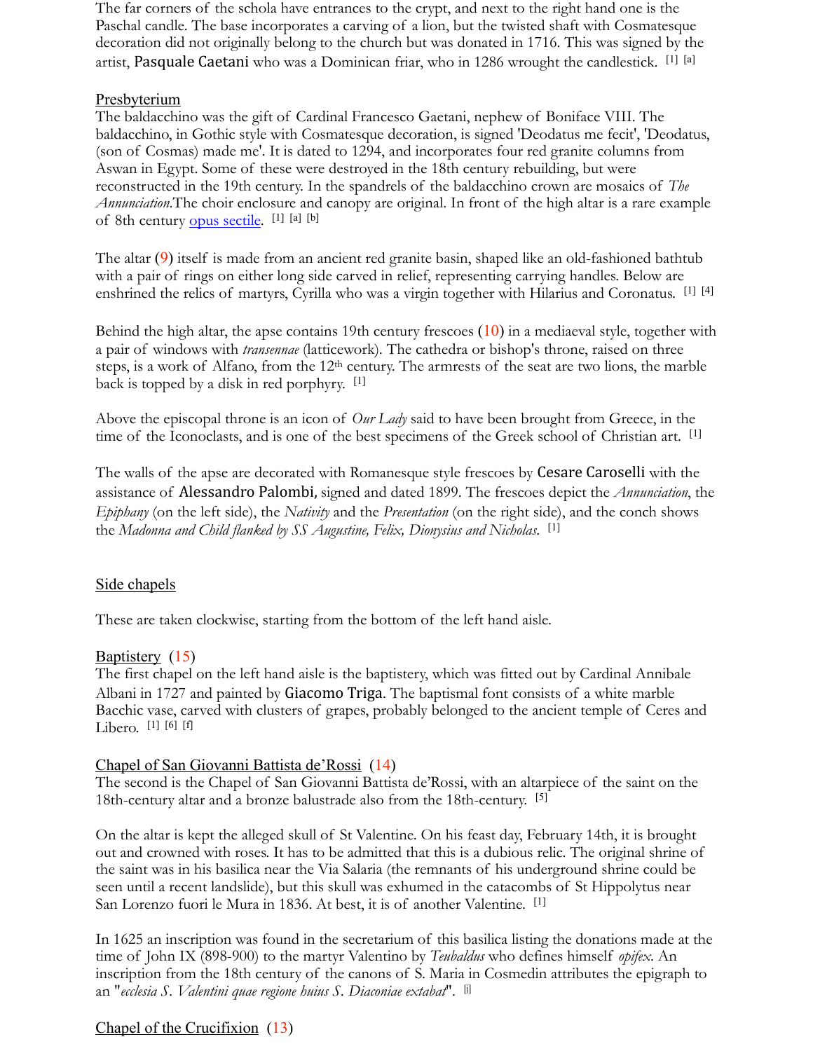The far corners of the schola have entrances to the crypt, and next to the right hand one is the Paschal candle. The base incorporates a carving of a lion, but the twisted shaft with Cosmatesque decoration did not originally belong to the church but was donated in 1716. This was signed by the artist, Pasquale Caetani who was a Dominican friar, who in 1286 wrought the candlestick. [1] [a]

## Presbyterium

The baldacchino was the gift of Cardinal Francesco Gaetani, nephew of Boniface VIII. The baldacchino, in Gothic style with Cosmatesque decoration, is signed 'Deodatus me fecit', 'Deodatus, (son of Cosmas) made me'. It is dated to 1294, and incorporates four red granite columns from Aswan in Egypt. Some of these were destroyed in the 18th century rebuilding, but were reconstructed in the 19th century. In the spandrels of the baldacchino crown are mosaics of *The Annunciation*.The choir enclosure and canopy are original. In front of the high altar is a rare example of 8th century opus sectile. [1] [a] [b]

The altar (9) itself is made from an ancient red granite basin, shaped like an old-fashioned bathtub with a pair of rings on either long side carved in relief, representing carrying handles. Below are enshrined the relics of martyrs, Cyrilla who was a virgin together with Hilarius and Coronatus. [1] [4]

Behind the high altar, the apse contains 19th century frescoes (10) in a mediaeval style, together with a pair of windows with *transennae* (latticework). The cathedra or bishop's throne, raised on three steps, is a work of Alfano, from the 12th century. The armrests of the seat are two lions, the marble back is topped by a disk in red porphyry. [1]

Above the episcopal throne is an icon of *Our Lady* said to have been brought from Greece, in the time of the Iconoclasts, and is one of the best specimens of the Greek school of Christian art. [1]

The walls of the apse are decorated with Romanesque style frescoes by Cesare Caroselli with the assistance of Alessandro Palombi, signed and dated 1899. The frescoes depict the *Annunciation*, the *Epiphany* (on the left side), the *Nativity* and the *Presentation* (on the right side), and the conch shows the *Madonna and Child flanked by SS Augustine, Felix, Dionysius and Nicholas*. [1]

## Side chapels

These are taken clockwise, starting from the bottom of the left hand aisle.

### Baptistery (15)

The first chapel on the left hand aisle is the baptistery, which was fitted out by Cardinal Annibale Albani in 1727 and painted by Giacomo Triga. The baptismal font consists of a white marble Bacchic vase, carved with clusters of grapes, probably belonged to the ancient temple of Ceres and Libero. [1] [6] [f]

### Chapel of San Giovanni Battista de'Rossi (14)

The second is the Chapel of San Giovanni Battista de'Rossi, with an altarpiece of the saint on the 18th-century altar and a bronze balustrade also from the 18th-century. [5]

On the altar is kept the alleged skull of St Valentine. On his feast day, February 14th, it is brought out and crowned with roses. It has to be admitted that this is a dubious relic. The original shrine of the saint was in his basilica near the Via Salaria (the remnants of his underground shrine could be seen until a recent landslide), but this skull was exhumed in the catacombs of St Hippolytus near San Lorenzo fuori le Mura in 1836. At best, it is of another Valentine. [1]

In 1625 an inscription was found in the secretarium of this basilica listing the donations made at the time of John IX (898-900) to the martyr Valentino by *Teubaldus* who defines himself *opifex*. An inscription from the 18th century of the canons of S. Maria in Cosmedin attributes the epigraph to an "*ecclesia S. Valentini quae regione huius S. Diaconiae extabat*". [j]

### Chapel of the Crucifixion (13)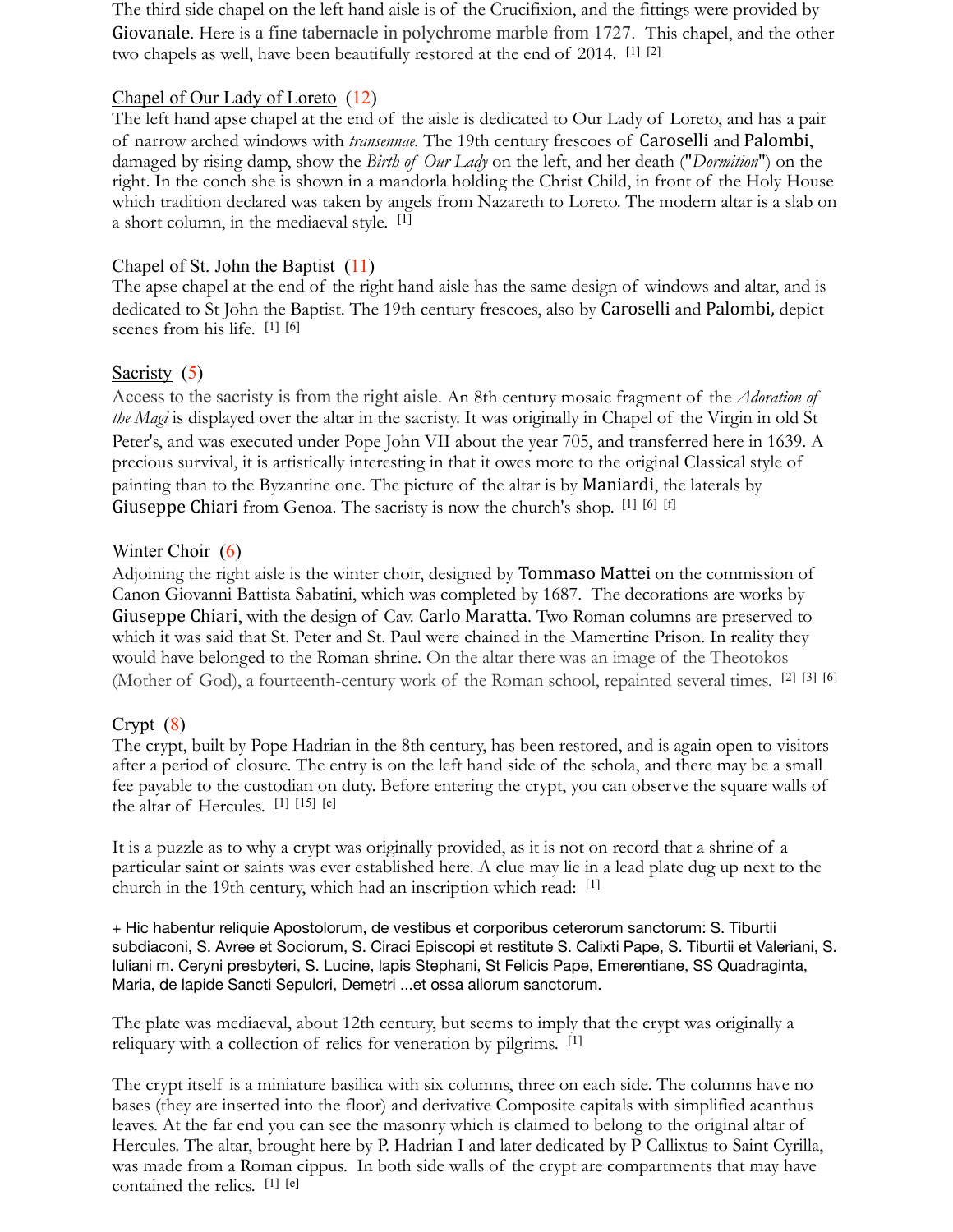The third side chapel on the left hand aisle is of the Crucifixion, and the fittings were provided by Giovanale. Here is a fine tabernacle in polychrome marble from 1727. This chapel, and the other two chapels as well, have been beautifully restored at the end of 2014. [1] [2]

### Chapel of Our Lady of Loreto (12)

The left hand apse chapel at the end of the aisle is dedicated to Our Lady of Loreto, and has a pair of narrow arched windows with *transennae*. The 19th century frescoes of Caroselli and Palombi, damaged by rising damp, show the *Birth of Our Lady* on the left, and her death ("*Dormition*") on the right. In the conch she is shown in a mandorla holding the Christ Child, in front of the Holy House which tradition declared was taken by angels from Nazareth to Loreto. The modern altar is a slab on a short column, in the mediaeval style. [1]

### Chapel of St. John the Baptist (11)

The apse chapel at the end of the right hand aisle has the same design of windows and altar, and is dedicated to St John the Baptist. The 19th century frescoes, also by Caroselli and Palombi, depict scenes from his life. [1] [6]

### Sacristy (5)

Access to the sacristy is from the right aisle. An 8th century mosaic fragment of the *Adoration of the Magi* is displayed over the altar in the sacristy. It was originally in Chapel of the Virgin in old St Peter's, and was executed under Pope John VII about the year 705, and transferred here in 1639. A precious survival, it is artistically interesting in that it owes more to the original Classical style of painting than to the Byzantine one. The picture of the altar is by Maniardi, the laterals by Giuseppe Chiari from Genoa. The sacristy is now the church's shop. [1] [6] [f]

### Winter Choir (6)

Adjoining the right aisle is the winter choir, designed by Tommaso Mattei on the commission of Canon Giovanni Battista Sabatini, which was completed by 1687. The decorations are works by Giuseppe Chiari, with the design of Cav. Carlo Maratta. Two Roman columns are preserved to which it was said that St. Peter and St. Paul were chained in the Mamertine Prison. In reality they would have belonged to the Roman shrine. On the altar there was an image of the Theotokos (Mother of God), a fourteenth-century work of the Roman school, repainted several times. [2] [3] [6]

### Crypt (8)

The crypt, built by Pope Hadrian in the 8th century, has been restored, and is again open to visitors after a period of closure. The entry is on the left hand side of the schola, and there may be a small fee payable to the custodian on duty. Before entering the crypt, you can observe the square walls of the altar of Hercules. [1] [15] [e]

It is a puzzle as to why a crypt was originally provided, as it is not on record that a shrine of a particular saint or saints was ever established here. A clue may lie in a lead plate dug up next to the church in the 19th century, which had an inscription which read: [1]

+ Hic habentur reliquie Apostolorum, de vestibus et corporibus ceterorum sanctorum: S. Tiburtii subdiaconi, S. Avree et Sociorum, S. Ciraci Episcopi et restitute S. Calixti Pape, S. Tiburtii et Valeriani, S. Iuliani m. Ceryni presbyteri, S. Lucine, lapis Stephani, St Felicis Pape, Emerentiane, SS Quadraginta, Maria, de lapide Sancti Sepulcri, Demetri ...et ossa aliorum sanctorum.

The plate was mediaeval, about 12th century, but seems to imply that the crypt was originally a reliquary with a collection of relics for veneration by pilgrims. [1]

The crypt itself is a miniature basilica with six columns, three on each side. The columns have no bases (they are inserted into the floor) and derivative Composite capitals with simplified acanthus leaves. At the far end you can see the masonry which is claimed to belong to the original altar of Hercules. The altar, brought here by P. Hadrian I and later dedicated by P Callixtus to Saint Cyrilla, was made from a Roman cippus. In both side walls of the crypt are compartments that may have contained the relics. [1] [e]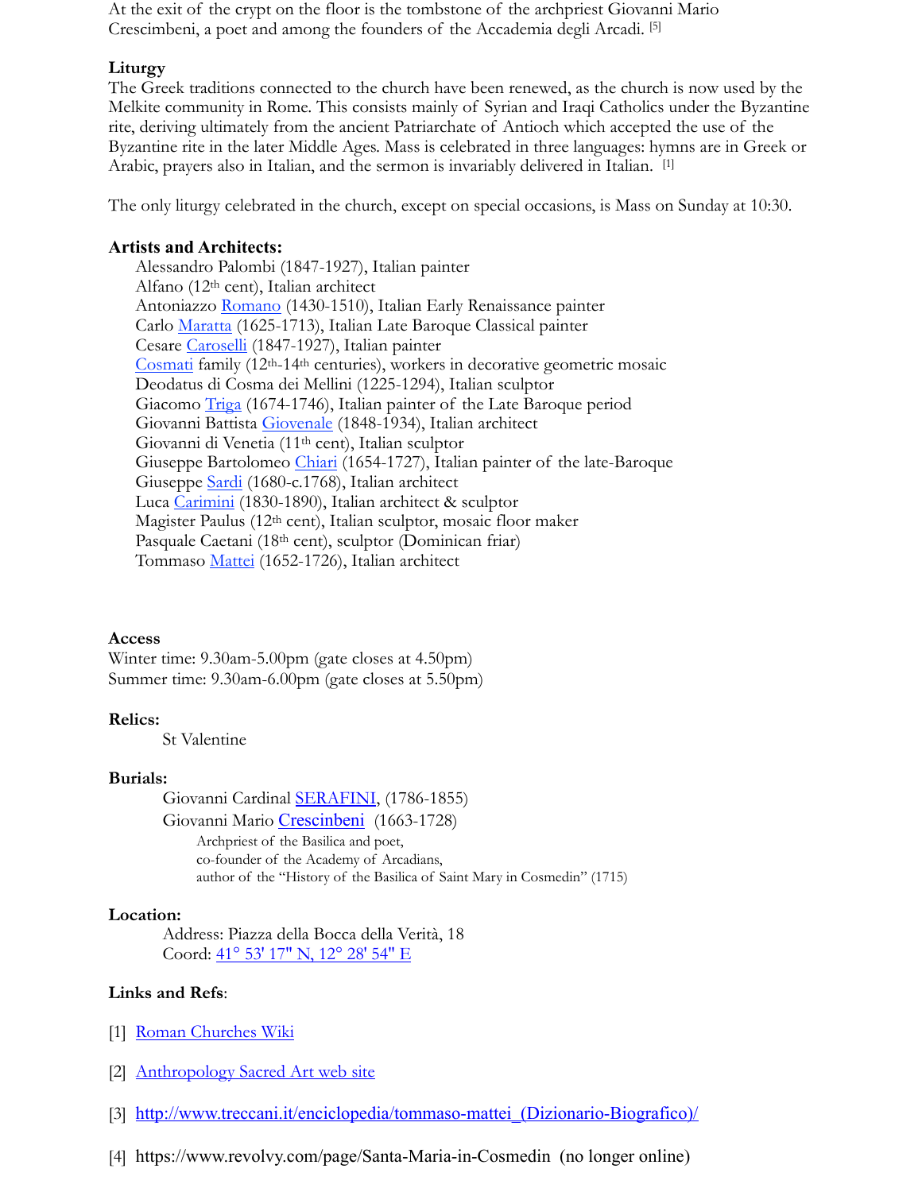At the exit of the crypt on the floor is the tombstone of the archpriest Giovanni Mario Crescimbeni, a poet and among the founders of the Accademia degli Arcadi. [5]

**Liturgy**

The Greek traditions connected to the church have been renewed, as the church is now used by the Melkite community in Rome. This consists mainly of Syrian and Iraqi Catholics under the Byzantine rite, deriving ultimately from the ancient Patriarchate of Antioch which accepted the use of the Byzantine rite in the later Middle Ages. Mass is celebrated in three languages: hymns are in Greek or Arabic, prayers also in Italian, and the sermon is invariably delivered in Italian. [1]

The only liturgy celebrated in the church, except on special occasions, is Mass on Sunday at 10:30.

**Artists and Architects:**

Alessandro Palombi (1847-1927), Italian painter
Alfano (12th cent), Italian architect
Antoniazzo Romano (1430-1510), Italian Early Renaissance painter
Carlo Maratta (1625-1713), Italian Late Baroque Classical painter
Cesare Caroselli (1847-1927), Italian painter
Cosmati family (12th-14th centuries), workers in decorative geometric mosaic
Deodatus di Cosma dei Mellini (1225-1294), Italian sculptor
Giacomo Triga (1674-1746), Italian painter of the Late Baroque period
Giovanni Battista Giovenale (1848-1934), Italian architect
Giovanni di Venetia (11th cent), Italian sculptor
Giuseppe Bartolomeo Chiari (1654-1727), Italian painter of the late-Baroque
Giuseppe Sardi (1680-c.1768), Italian architect
Luca Carimini (1830-1890), Italian architect & sculptor
Magister Paulus (12th cent), Italian sculptor, mosaic floor maker
Pasquale Caetani (18th cent), sculptor (Dominican friar)
Tommaso Mattei (1652-1726), Italian architect

**Access**

Winter time: 9.30am-5.00pm (gate closes at 4.50pm)
Summer time: 9.30am-6.00pm (gate closes at 5.50pm)

**Relics:**

St Valentine

**Burials:**

Giovanni Cardinal SERAFINI, (1786-1855)
Giovanni Mario Crescinbeni (1663-1728)
Archpriest of the Basilica and poet,
co-founder of the Academy of Arcadians,
author of the "History of the Basilica of Saint Mary in Cosmedin" (1715)

**Location:**

Address: Piazza della Bocca della Verità, 18
Coord: 41° 53' 17" N, 12° 28' 54" E

**Links and Refs**:

[1] Roman Churches Wiki

[2] Anthropology Sacred Art web site

[3] http://www.treccani.it/enciclopedia/tommaso-mattei_(Dizionario-Biografico)/

[4] https://www.revolvy.com/page/Santa-Maria-in-Cosmedin (no longer online)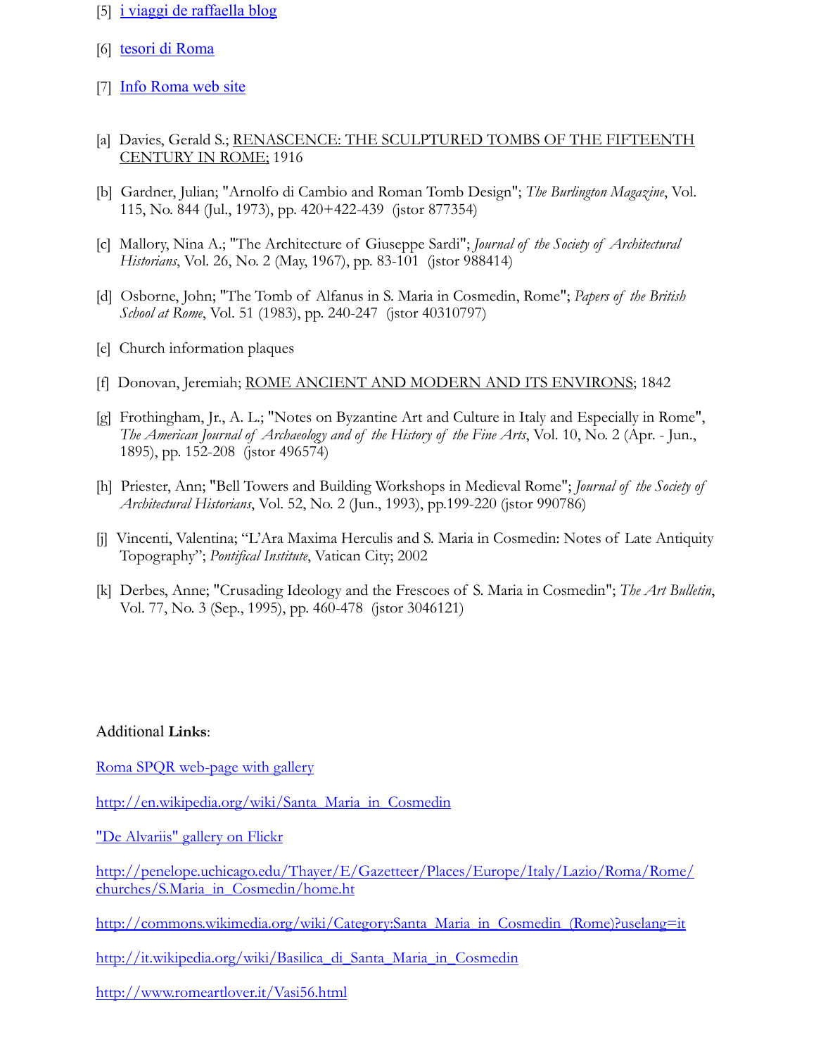[5] i viaggi de raffaella blog

[6] tesori di Roma

[7] Info Roma web site

[a] Davies, Gerald S.; RENASCENCE: THE SCULPTURED TOMBS OF THE FIFTEENTH CENTURY IN ROME; 1916

[b] Gardner, Julian; "Arnolfo di Cambio and Roman Tomb Design"; *The Burlington Magazine*, Vol. 115, No. 844 (Jul., 1973), pp. 420+422-439 (jstor 877354)

[c] Mallory, Nina A.; "The Architecture of Giuseppe Sardi"; *Journal of the Society of Architectural Historians*, Vol. 26, No. 2 (May, 1967), pp. 83-101 (jstor 988414)

[d] Osborne, John; "The Tomb of Alfanus in S. Maria in Cosmedin, Rome"; *Papers of the British School at Rome*, Vol. 51 (1983), pp. 240-247 (jstor 40310797)

[e] Church information plaques

[f] Donovan, Jeremiah; ROME ANCIENT AND MODERN AND ITS ENVIRONS; 1842

[g] Frothingham, Jr., A. L.; "Notes on Byzantine Art and Culture in Italy and Especially in Rome", *The American Journal of Archaeology and of the History of the Fine Arts*, Vol. 10, No. 2 (Apr. - Jun., 1895), pp. 152-208 (jstor 496574)

[h] Priester, Ann; "Bell Towers and Building Workshops in Medieval Rome"; *Journal of the Society of Architectural Historians*, Vol. 52, No. 2 (Jun., 1993), pp.199-220 (jstor 990786)

[j] Vincenti, Valentina; "L'Ara Maxima Herculis and S. Maria in Cosmedin: Notes of Late Antiquity Topography"; *Pontifical Institute*, Vatican City; 2002

[k] Derbes, Anne; "Crusading Ideology and the Frescoes of S. Maria in Cosmedin"; *The Art Bulletin*, Vol. 77, No. 3 (Sep., 1995), pp. 460-478 (jstor 3046121)

Additional **Links**:

Roma SPQR web-page with gallery

http://en.wikipedia.org/wiki/Santa_Maria_in_Cosmedin

"De Alvariis" gallery on Flickr

http://penelope.uchicago.edu/Thayer/E/Gazetteer/Places/Europe/Italy/Lazio/Roma/Rome/churches/S.Maria_in_Cosmedin/home.ht

http://commons.wikimedia.org/wiki/Category:Santa_Maria_in_Cosmedin_(Rome)?uselang=it

http://it.wikipedia.org/wiki/Basilica_di_Santa_Maria_in_Cosmedin

http://www.romeartlover.it/Vasi56.html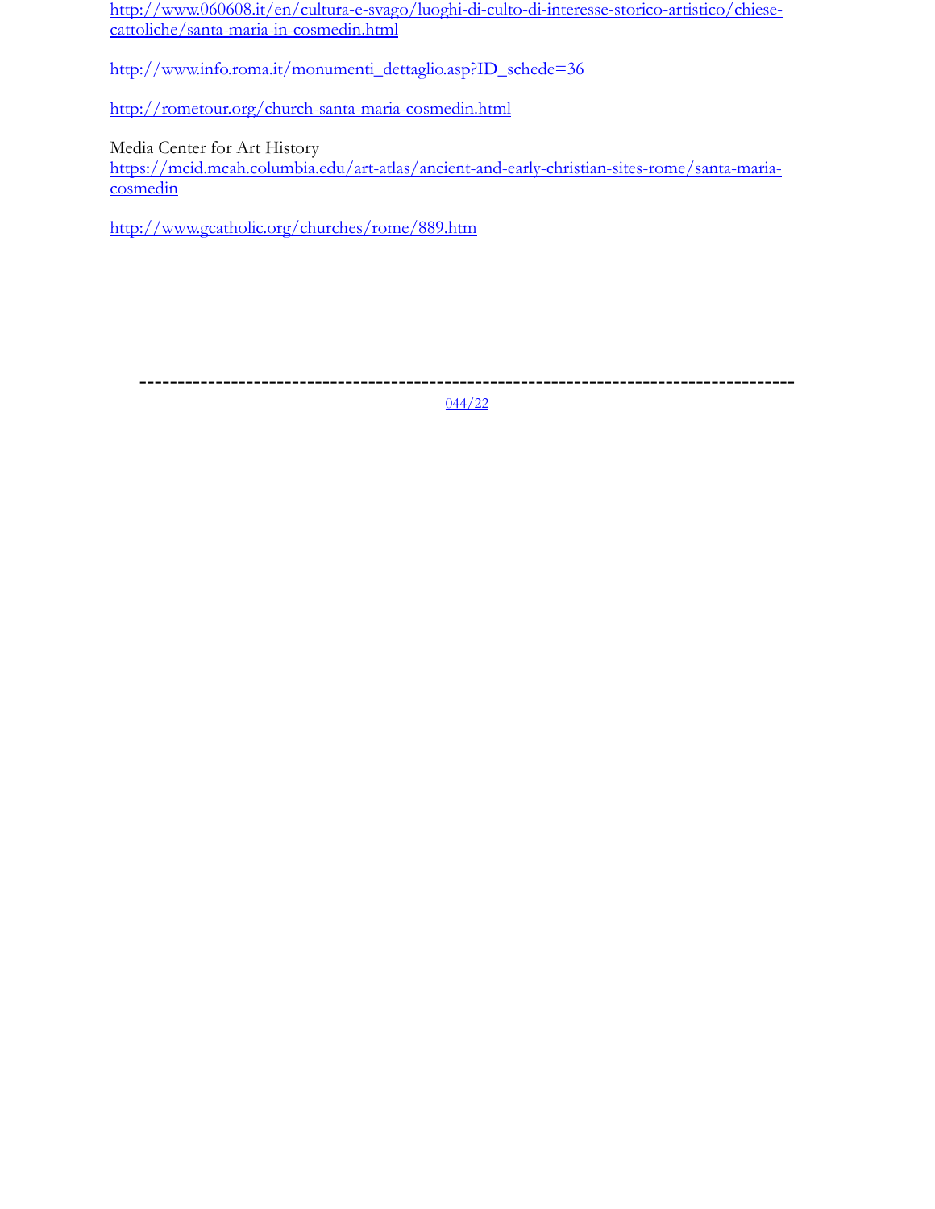http://www.060608.it/en/cultura-e-svago/luoghi-di-culto-di-interesse-storico-artistico/chiese-cattoliche/santa-maria-in-cosmedin.html

http://www.info.roma.it/monumenti_dettaglio.asp?ID_schede=36

http://rometour.org/church-santa-maria-cosmedin.html

Media Center for Art History
https://mcid.mcah.columbia.edu/art-atlas/ancient-and-early-christian-sites-rome/santa-maria-cosmedin

http://www.gcatholic.org/churches/rome/889.htm

---------------------------------------------------------------------------------------

044/22